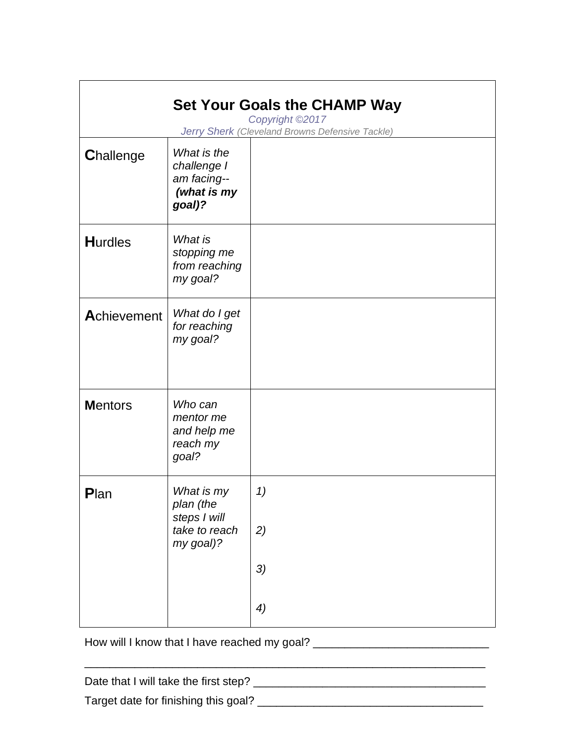## Set Your Goals the CHAMP Way

*Copyright ©2017*

*Jerry Sherk (Cleveland Browns Defensive Tackle)*

| | | |
|---|---|---|
| **C**hallenge | *What is the challenge I am facing-- **(what is my goal)?*** | |
| **H**urdles | *What is stopping me from reaching my goal?* | |
| **A**chievement | *What do I get for reaching my goal?* | |
| **M**entors | *Who can mentor me and help me reach my goal?* | |
| **P**lan | *What is my plan (the steps I will take to reach my goal)?* | *1)*<br><br>*2)*<br><br>*3)*<br><br>*4)* |

How will I know that I have reached my goal? ____________________________

_________________________________________________________________

Date that I will take the first step? _____________________________________

Target date for finishing this goal? ____________________________________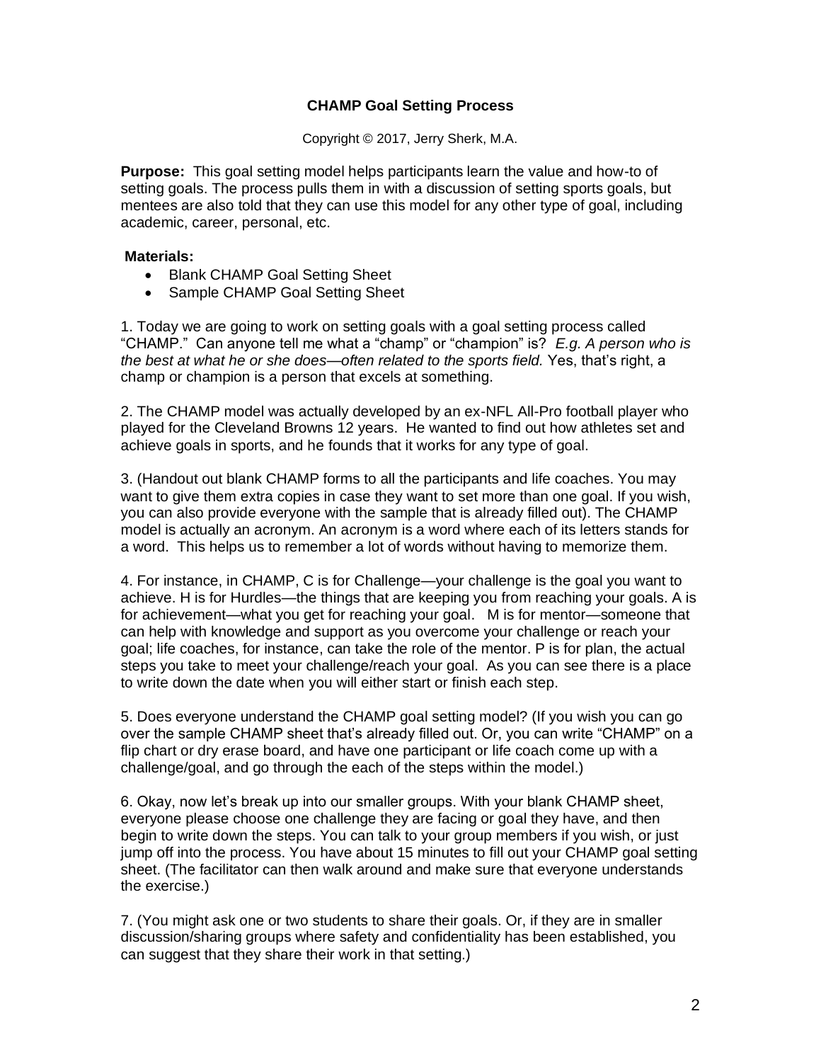**CHAMP Goal Setting Process**

Copyright © 2017, Jerry Sherk, M.A.

**Purpose:** This goal setting model helps participants learn the value and how-to of setting goals. The process pulls them in with a discussion of setting sports goals, but mentees are also told that they can use this model for any other type of goal, including academic, career, personal, etc.

**Materials:**

- Blank CHAMP Goal Setting Sheet
- Sample CHAMP Goal Setting Sheet

1. Today we are going to work on setting goals with a goal setting process called "CHAMP." Can anyone tell me what a "champ" or "champion" is? *E.g. A person who is the best at what he or she does—often related to the sports field.* Yes, that's right, a champ or champion is a person that excels at something.

2. The CHAMP model was actually developed by an ex-NFL All-Pro football player who played for the Cleveland Browns 12 years. He wanted to find out how athletes set and achieve goals in sports, and he founds that it works for any type of goal.

3. (Handout out blank CHAMP forms to all the participants and life coaches. You may want to give them extra copies in case they want to set more than one goal. If you wish, you can also provide everyone with the sample that is already filled out). The CHAMP model is actually an acronym. An acronym is a word where each of its letters stands for a word. This helps us to remember a lot of words without having to memorize them.

4. For instance, in CHAMP, C is for Challenge—your challenge is the goal you want to achieve. H is for Hurdles—the things that are keeping you from reaching your goals. A is for achievement—what you get for reaching your goal. M is for mentor—someone that can help with knowledge and support as you overcome your challenge or reach your goal; life coaches, for instance, can take the role of the mentor. P is for plan, the actual steps you take to meet your challenge/reach your goal. As you can see there is a place to write down the date when you will either start or finish each step.

5. Does everyone understand the CHAMP goal setting model? (If you wish you can go over the sample CHAMP sheet that's already filled out. Or, you can write "CHAMP" on a flip chart or dry erase board, and have one participant or life coach come up with a challenge/goal, and go through the each of the steps within the model.)

6. Okay, now let's break up into our smaller groups. With your blank CHAMP sheet, everyone please choose one challenge they are facing or goal they have, and then begin to write down the steps. You can talk to your group members if you wish, or just jump off into the process. You have about 15 minutes to fill out your CHAMP goal setting sheet. (The facilitator can then walk around and make sure that everyone understands the exercise.)

7. (You might ask one or two students to share their goals. Or, if they are in smaller discussion/sharing groups where safety and confidentiality has been established, you can suggest that they share their work in that setting.)